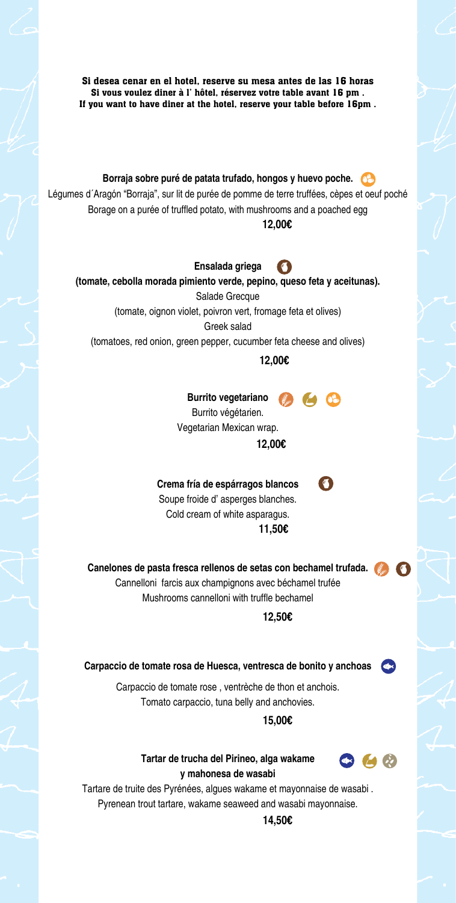**Si desea cenar en el hotel, reserve su mesa antes de las 16 horas**
**Si vous voulez diner à l' hôtel, réservez votre table avant 16 pm .**
**If you want to have diner at the hotel, reserve your table before 16pm .**

**Borraja sobre puré de patata trufado, hongos y huevo poche.**
Légumes d´Aragón "Borraja", sur lit de purée de pomme de terre truffées, cèpes et oeuf poché
Borage on a purée of truffled potato, with mushrooms and a poached egg
**12,00€**

**Ensalada griega**
**(tomate, cebolla morada pimiento verde, pepino, queso feta y aceitunas).**
Salade Grecque
(tomate, oignon violet, poivron vert, fromage feta et olives)
Greek salad
(tomatoes, red onion, green pepper, cucumber feta cheese and olives)
**12,00€**

**Burrito vegetariano**
Burrito végétarien.
Vegetarian Mexican wrap.
**12,00€**

**Crema fría de espárragos blancos**
Soupe froide d' asperges blanches.
Cold cream of white asparagus.
**11,50€**

**Canelones de pasta fresca rellenos de setas con bechamel trufada.**
Cannelloni farcis aux champignons avec béchamel trufée
Mushrooms cannelloni with truffle bechamel
**12,50€**

**Carpaccio de tomate rosa de Huesca, ventresca de bonito y anchoas**
Carpaccio de tomate rose , ventrèche de thon et anchois.
Tomato carpaccio, tuna belly and anchovies.
**15,00€**

**Tartar de trucha del Pirineo, alga wakame y mahonesa de wasabi**
Tartare de truite des Pyrénées, algues wakame et mayonnaise de wasabi .
Pyrenean trout tartare, wakame seaweed and wasabi mayonnaise.
**14,50€**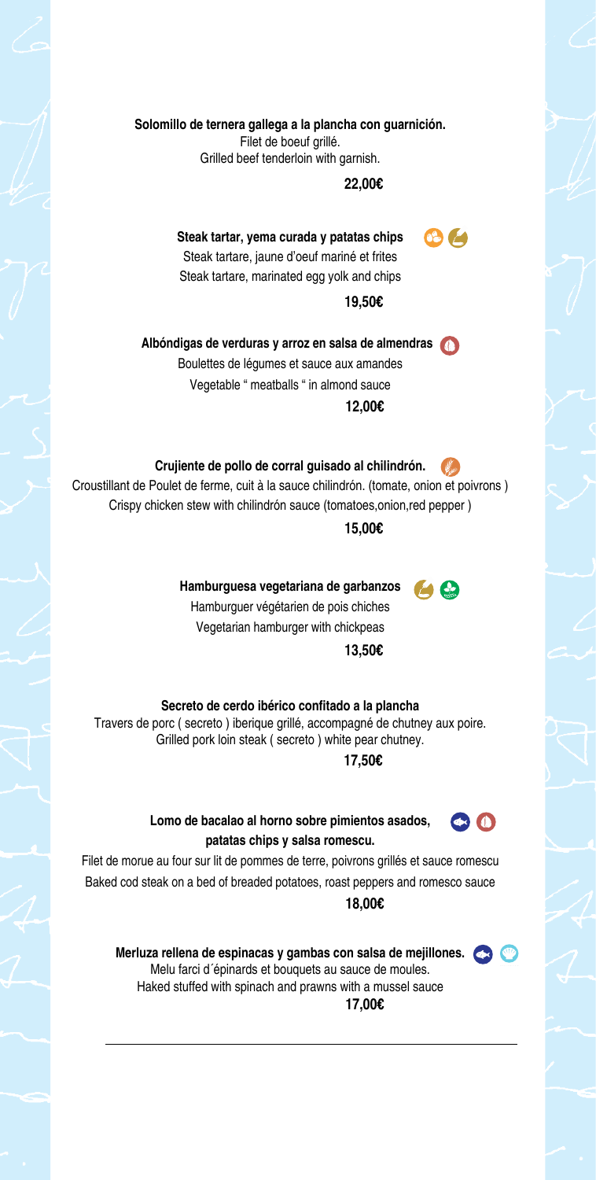**Solomillo de ternera gallega a la plancha con guarnición.**
Filet de boeuf grillé.
Grilled beef tenderloin with garnish.

**22,00€**

**Steak tartar, yema curada y patatas chips**
Steak tartare, jaune d'oeuf mariné et frites
Steak tartare, marinated egg yolk and chips

**19,50€**

**Albóndigas de verduras y arroz en salsa de almendras**
Boulettes de légumes et sauce aux amandes
Vegetable " meatballs " in almond sauce

**12,00€**

**Crujiente de pollo de corral guisado al chilindrón.**
Croustillant de Poulet de ferme, cuit à la sauce chilindrón. (tomate, onion et poivrons )
Crispy chicken stew with chilindrón sauce (tomatoes,onion,red pepper )

**15,00€**

**Hamburguesa vegetariana de garbanzos**
Hamburguer végétarien de pois chiches
Vegetarian hamburger with chickpeas

**13,50€**

**Secreto de cerdo ibérico confitado a la plancha**
Travers de porc ( secreto ) iberique grillé, accompagné de chutney aux poire.
Grilled pork loin steak ( secreto ) white pear chutney.

**17,50€**

**Lomo de bacalao al horno sobre pimientos asados, patatas chips y salsa romescu.**
Filet de morue au four sur lit de pommes de terre, poivrons grillés et sauce romescu
Baked cod steak on a bed of breaded potatoes, roast peppers and romesco sauce

**18,00€**

**Merluza rellena de espinacas y gambas con salsa de mejillones.**
Melu farci d´épinards et bouquets au sauce de moules.
Haked stuffed with spinach and prawns with a mussel sauce

**17,00€**

---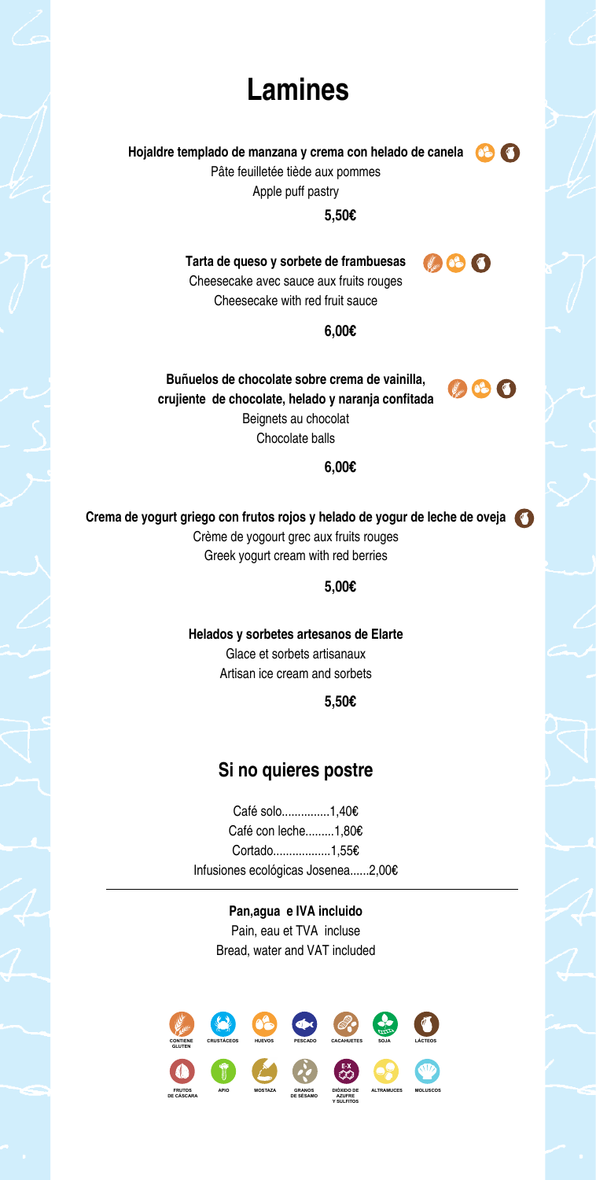# Lamines

**Hojaldre templado de manzana y crema con helado de canela**

Pâte feuilletée tiède aux pommes

Apple puff pastry

**5,50€**

**Tarta de queso y sorbete de frambuesas**

Cheesecake avec sauce aux fruits rouges

Cheesecake with red fruit sauce

**6,00€**

**Buñuelos de chocolate sobre crema de vainilla, crujiente de chocolate, helado y naranja confitada**

Beignets au chocolat

Chocolate balls

**6,00€**

**Crema de yogurt griego con frutos rojos y helado de yogur de leche de oveja**

Crème de yogourt grec aux fruits rouges

Greek yogurt cream with red berries

**5,00€**

**Helados y sorbetes artesanos de Elarte**

Glace et sorbets artisanaux

Artisan ice cream and sorbets

**5,50€**

## Si no quieres postre

Café solo...............1,40€

Café con leche.........1,80€

Cortado..................1,55€

Infusiones ecológicas Josenea......2,00€

---

**Pan,agua e IVA incluido**

Pain, eau et TVA incluse

Bread, water and VAT included

CONTIENE GLUTEN · CRUSTÁCEOS · HUEVOS · PESCADO · CACAHUETES · SOJA · LÁCTEOS

FRUTOS DE CÁSCARA · APIO · MOSTAZA · GRANOS DE SÉSAMO · DIÓXIDO DE AZUFRE Y SULFITOS · ALTRAMUCES · MOLUSCOS